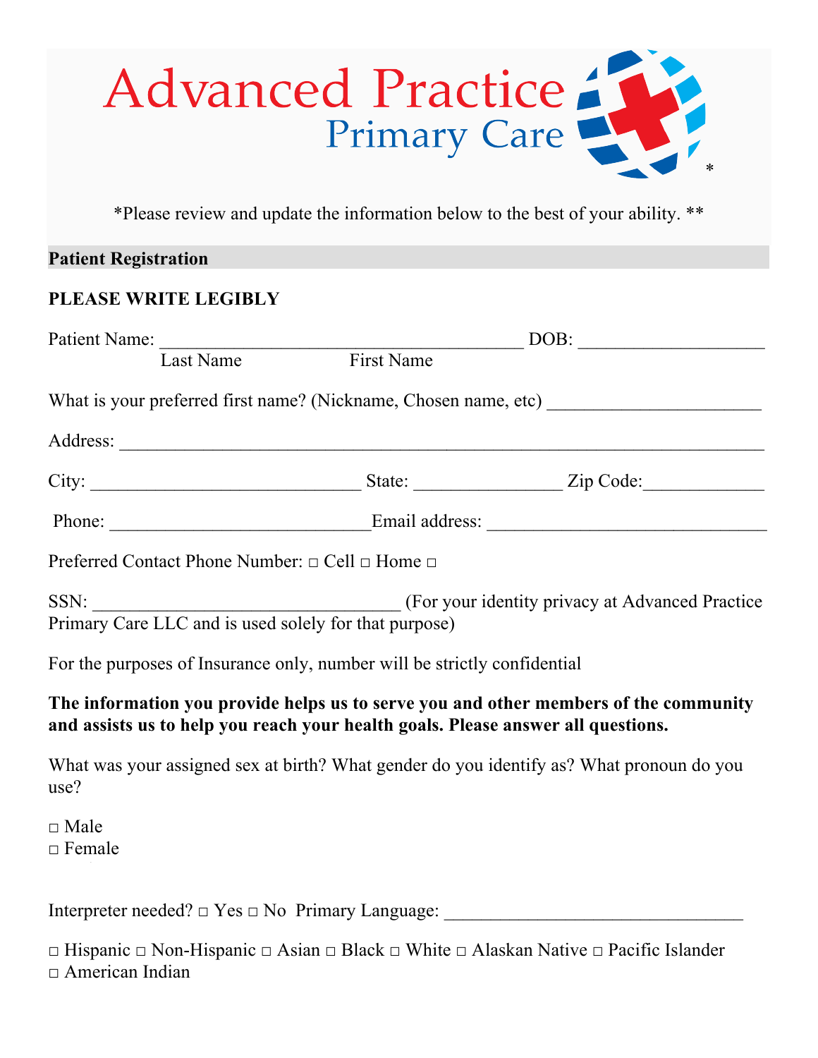# Advanced Practice
## Primary Care

*

*Please review and update the information below to the best of your ability. **

## Patient Registration

**PLEASE WRITE LEGIBLY**

Patient Name: ________________________________________ DOB: ____________________
Last Name First Name

What is your preferred first name? (Nickname, Chosen name, etc) _______________________

Address: ______________________________________________________________________

City: ______________________________ State: ________________ Zip Code:_____________

Phone: _____________________________Email address: _______________________________

Preferred Contact Phone Number: □ Cell □ Home □

SSN: __________________________________ (For your identity privacy at Advanced Practice Primary Care LLC and is used solely for that purpose)

For the purposes of Insurance only, number will be strictly confidential

**The information you provide helps us to serve you and other members of the community and assists us to help you reach your health goals. Please answer all questions.**

What was your assigned sex at birth? What gender do you identify as? What pronoun do you use?

□ Male
□ Female

Interpreter needed? □ Yes □ No Primary Language: _________________________________

□ Hispanic □ Non-Hispanic □ Asian □ Black □ White □ Alaskan Native □ Pacific Islander □ American Indian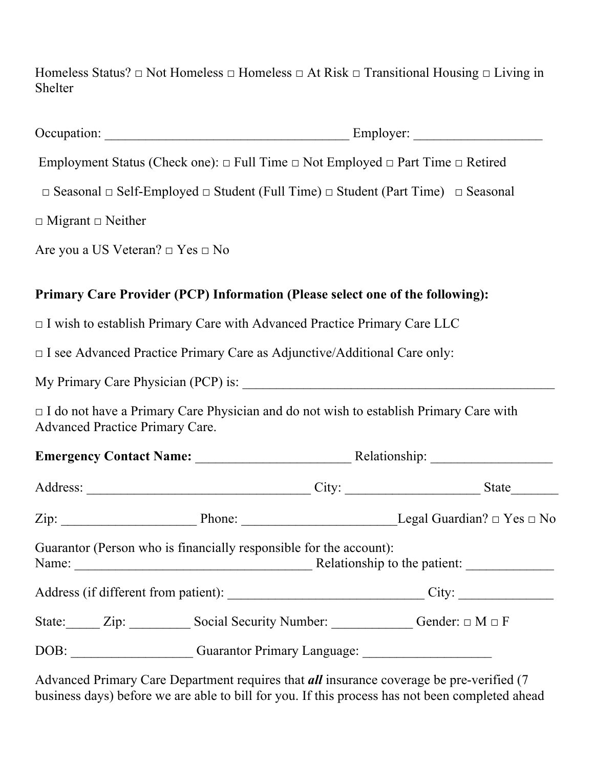Homeless Status? □ Not Homeless □ Homeless □ At Risk □ Transitional Housing □ Living in Shelter

Occupation: ____________________________________ Employer: ___________________

Employment Status (Check one): □ Full Time □ Not Employed □ Part Time □ Retired

□ Seasonal □ Self-Employed □ Student (Full Time) □ Student (Part Time) □ Seasonal

□ Migrant □ Neither

Are you a US Veteran? □ Yes □ No

**Primary Care Provider (PCP) Information (Please select one of the following):**

□ I wish to establish Primary Care with Advanced Practice Primary Care LLC

□ I see Advanced Practice Primary Care as Adjunctive/Additional Care only:

My Primary Care Physician (PCP) is: _______________________________________________

□ I do not have a Primary Care Physician and do not wish to establish Primary Care with Advanced Practice Primary Care.

**Emergency Contact Name:** _______________________ Relationship: __________________

Address: _________________________________ City: ____________________ State_______

Zip: ___________________ Phone: ______________________Legal Guardian? □ Yes □ No

Guarantor (Person who is financially responsible for the account):
Name: ___________________________________ Relationship to the patient: _____________

Address (if different from patient): _____________________________ City: ______________

State:_____ Zip: _________ Social Security Number: ____________ Gender: □ M □ F

DOB: __________________ Guarantor Primary Language: ___________________

Advanced Primary Care Department requires that ***all*** insurance coverage be pre-verified (7 business days) before we are able to bill for you. If this process has not been completed ahead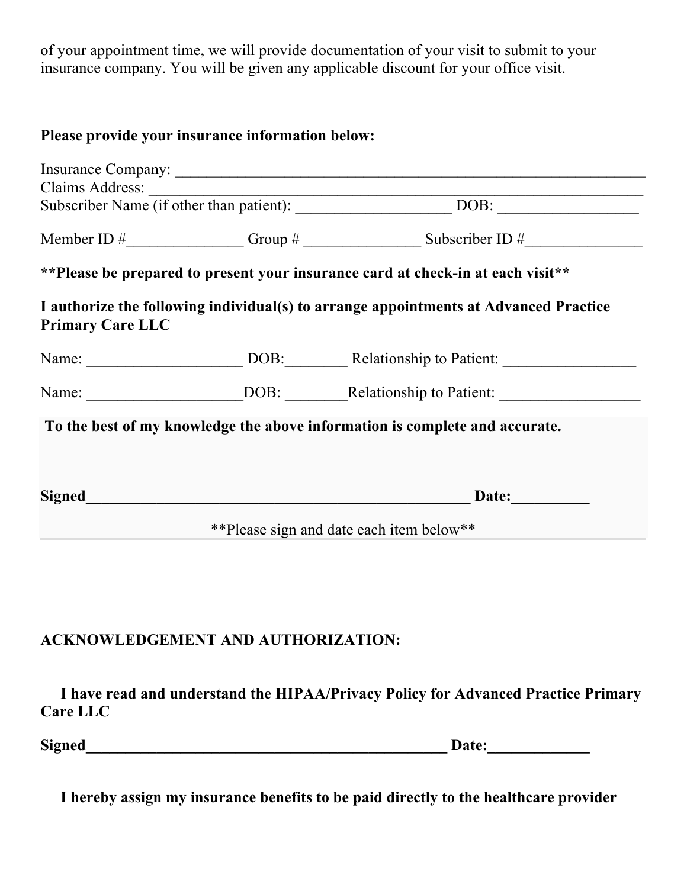of your appointment time, we will provide documentation of your visit to submit to your insurance company. You will be given any applicable discount for your office visit.

**Please provide your insurance information below:**

Insurance Company: ______________________________________________________________
Claims Address: ________________________________________________________________
Subscriber Name (if other than patient): ____________________ DOB: __________________

Member ID #_______________ Group # _______________ Subscriber ID #_______________

**\*\*Please be prepared to present your insurance card at check-in at each visit\*\***

**I authorize the following individual(s) to arrange appointments at Advanced Practice Primary Care LLC**

Name: ____________________ DOB:________ Relationship to Patient: _________________

Name: ____________________DOB: ________Relationship to Patient: __________________

**To the best of my knowledge the above information is complete and accurate.**

**Signed__________________________________________________ Date:__________**

\*\*Please sign and date each item below\*\*

**ACKNOWLEDGEMENT AND AUTHORIZATION:**

**I have read and understand the HIPAA/Privacy Policy for Advanced Practice Primary Care LLC**

**Signed_______________________________________________ Date:_____________**

**I hereby assign my insurance benefits to be paid directly to the healthcare provider**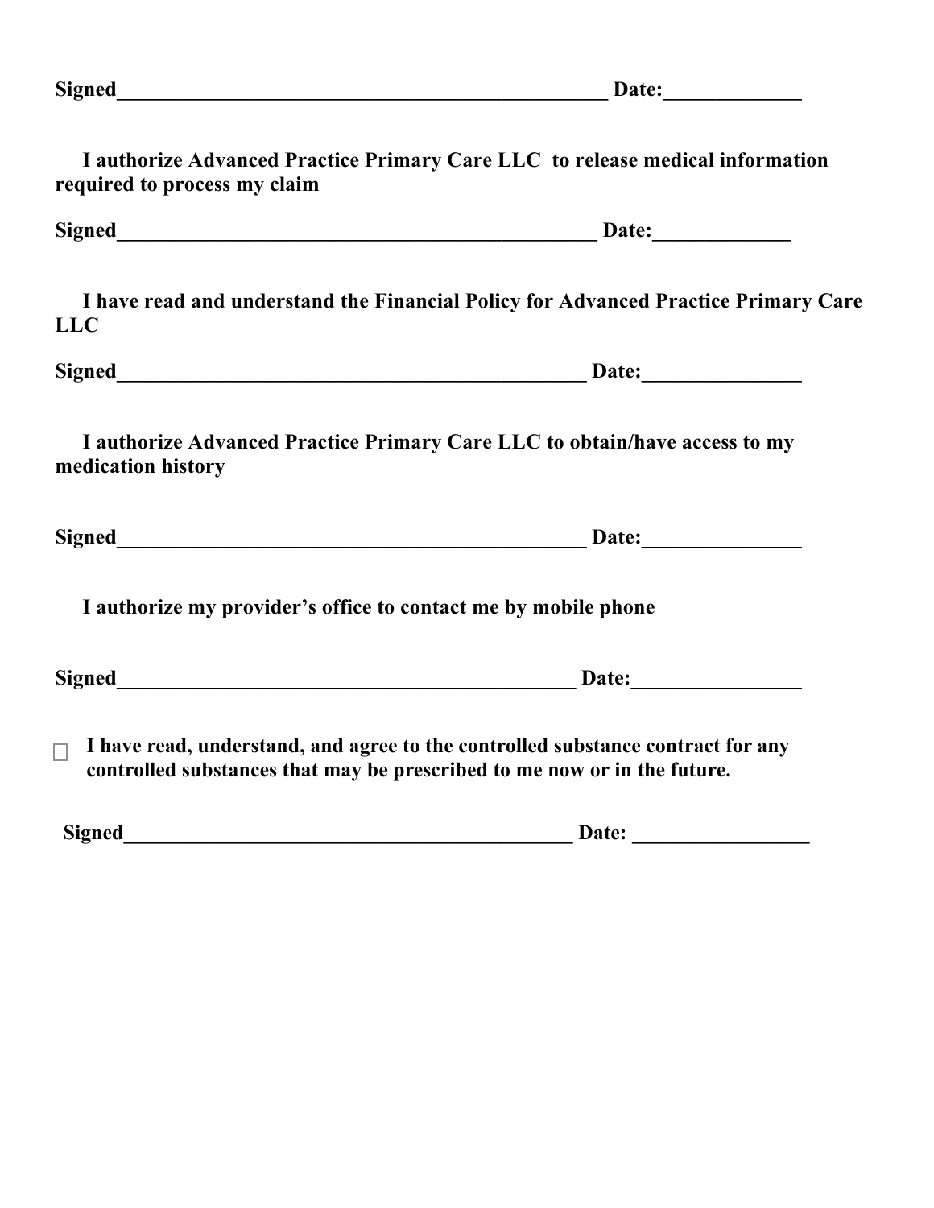**Signed_______________________________________________ Date:_____________**

**I authorize Advanced Practice Primary Care LLC to release medical information required to process my claim**

**Signed______________________________________________ Date:_____________**

**I have read and understand the Financial Policy for Advanced Practice Primary Care LLC**

**Signed_____________________________________________ Date:_______________**

**I authorize Advanced Practice Primary Care LLC to obtain/have access to my medication history**

**Signed_____________________________________________ Date:_______________**

**I authorize my provider's office to contact me by mobile phone**

**Signed____________________________________________ Date:________________**

☐ **I have read, understand, and agree to the controlled substance contract for any controlled substances that may be prescribed to me now or in the future.**

**Signed__________________________________________ Date: _________________**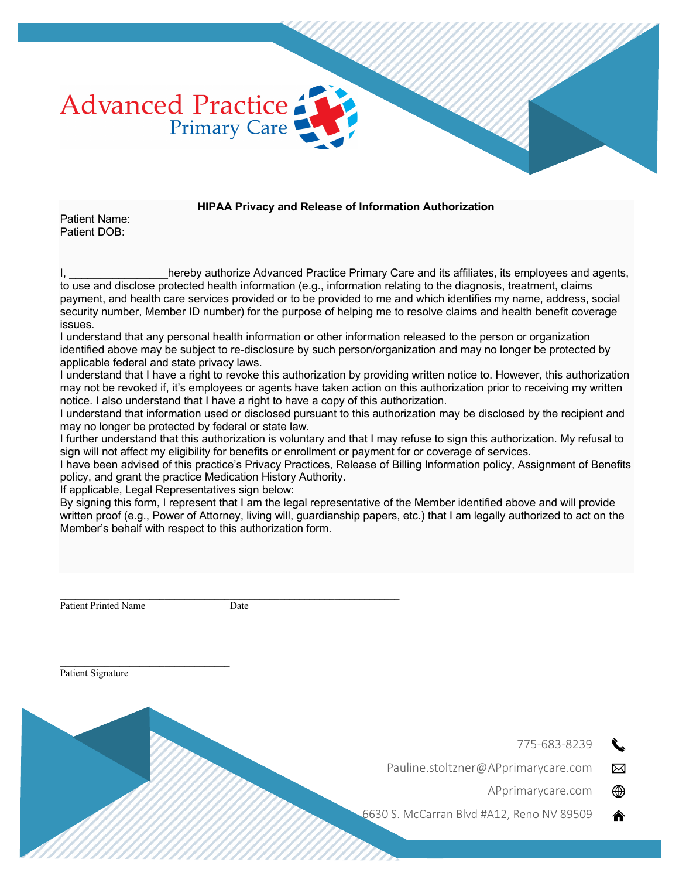Advanced Practice
Primary Care

**HIPAA Privacy and Release of Information Authorization**

Patient Name:
Patient DOB:

I, ________________hereby authorize Advanced Practice Primary Care and its affiliates, its employees and agents, to use and disclose protected health information (e.g., information relating to the diagnosis, treatment, claims payment, and health care services provided or to be provided to me and which identifies my name, address, social security number, Member ID number) for the purpose of helping me to resolve claims and health benefit coverage issues.

I understand that any personal health information or other information released to the person or organization identified above may be subject to re-disclosure by such person/organization and may no longer be protected by applicable federal and state privacy laws.

I understand that I have a right to revoke this authorization by providing written notice to. However, this authorization may not be revoked if, it's employees or agents have taken action on this authorization prior to receiving my written notice. I also understand that I have a right to have a copy of this authorization.

I understand that information used or disclosed pursuant to this authorization may be disclosed by the recipient and may no longer be protected by federal or state law.

I further understand that this authorization is voluntary and that I may refuse to sign this authorization. My refusal to sign will not affect my eligibility for benefits or enrollment or payment for or coverage of services.

I have been advised of this practice's Privacy Practices, Release of Billing Information policy, Assignment of Benefits policy, and grant the practice Medication History Authority.

If applicable, Legal Representatives sign below:

By signing this form, I represent that I am the legal representative of the Member identified above and will provide written proof (e.g., Power of Attorney, living will, guardianship papers, etc.) that I am legally authorized to act on the Member's behalf with respect to this authorization form.

____________________________________________

Patient Printed Name                    Date

____________________________

Patient Signature

775-683-8239

Pauline.stoltzner@APprimarycare.com

APprimarycare.com

6630 S. McCarran Blvd #A12, Reno NV 89509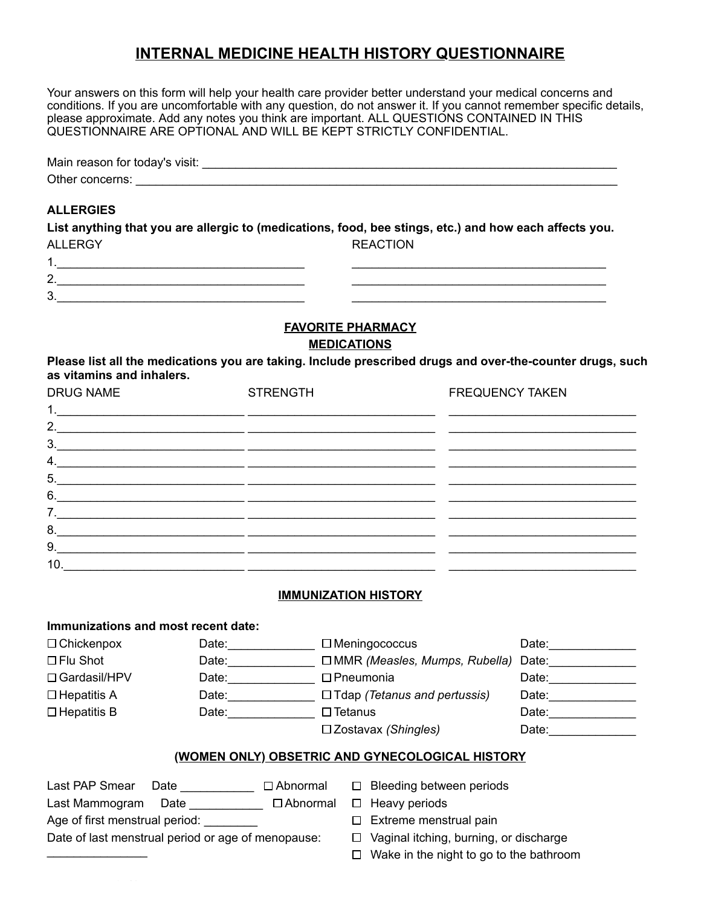# INTERNAL MEDICINE HEALTH HISTORY QUESTIONNAIRE

Your answers on this form will help your health care provider better understand your medical concerns and conditions. If you are uncomfortable with any question, do not answer it. If you cannot remember specific details, please approximate. Add any notes you think are important. ALL QUESTIONS CONTAINED IN THIS QUESTIONNAIRE ARE OPTIONAL AND WILL BE KEPT STRICTLY CONFIDENTIAL.

Main reason for today's visit: ___________________________________________________________________

Other concerns: ___________________________________________________________________________

**ALLERGIES**

**List anything that you are allergic to (medications, food, bee stings, etc.) and how each affects you.**

| ALLERGY | REACTION |
|---|---|
| 1.______________________________________ | ________________________________________ |
| 2.______________________________________ | ________________________________________ |
| 3.______________________________________ | ________________________________________ |

**FAVORITE PHARMACY**

**MEDICATIONS**

**Please list all the medications you are taking. Include prescribed drugs and over-the-counter drugs, such as vitamins and inhalers.**

| DRUG NAME | STRENGTH | FREQUENCY TAKEN |
|---|---|---|
| 1.___________________________ | _____________________________ | ____________________________ |
| 2.___________________________ | _____________________________ | ____________________________ |
| 3.___________________________ | _____________________________ | ____________________________ |
| 4.___________________________ | _____________________________ | ____________________________ |
| 5.___________________________ | _____________________________ | ____________________________ |
| 6.___________________________ | _____________________________ | ____________________________ |
| 7.___________________________ | _____________________________ | ____________________________ |
| 8.___________________________ | _____________________________ | ____________________________ |
| 9.___________________________ | _____________________________ | ____________________________ |
| 10.__________________________ | _____________________________ | ____________________________ |

**IMMUNIZATION HISTORY**

**Immunizations and most recent date:**

| | | | |
|---|---|---|---|
| ☐ Chickenpox | Date:_____________ | ☐ Meningococcus | Date:_____________ |
| ☐ Flu Shot | Date:_____________ | ☐ MMR *(Measles, Mumps, Rubella)* | Date:_____________ |
| ☐ Gardasil/HPV | Date:_____________ | ☐ Pneumonia | Date:_____________ |
| ☐ Hepatitis A | Date:_____________ | ☐ Tdap *(Tetanus and pertussis)* | Date:_____________ |
| ☐ Hepatitis B | Date:_____________ | ☐ Tetanus | Date:_____________ |
| | | ☐ Zostavax *(Shingles)* | Date:_____________ |

**(WOMEN ONLY) OBSETRIC AND GYNECOLOGICAL HISTORY**

Last PAP Smear  Date ___________ ☐ Abnormal

Last Mammogram  Date ___________ ☐ Abnormal

Age of first menstrual period: ________

Date of last menstrual period or age of menopause: _______________

☐ Bleeding between periods

☐ Heavy periods

☐ Extreme menstrual pain

☐ Vaginal itching, burning, or discharge

☐ Wake in the night to go to the bathroom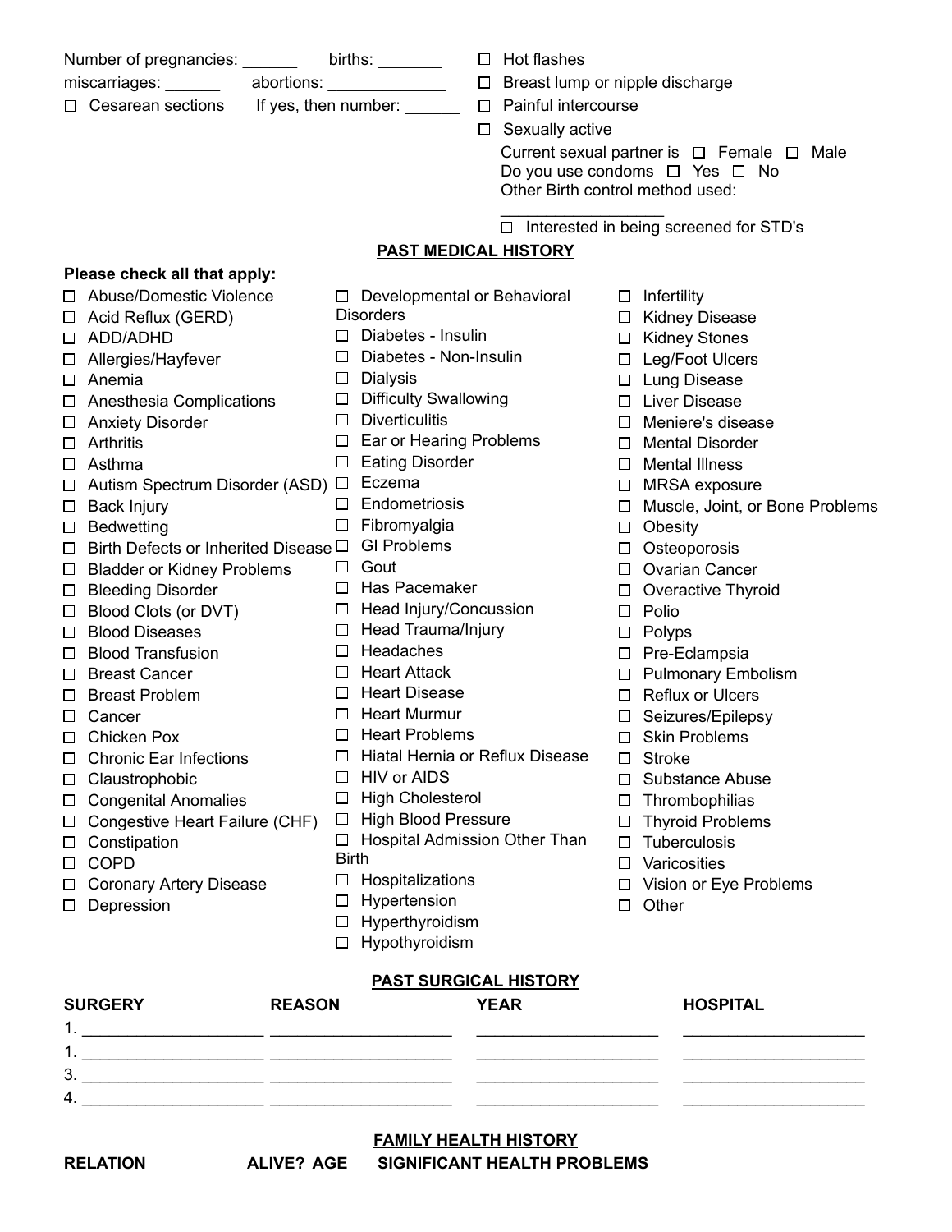Number of pregnancies: ______ births: _______

miscarriages: ______ abortions: _____________

☐ Cesarean sections If yes, then number: ______

☐ Hot flashes

☐ Breast lump or nipple discharge

☐ Painful intercourse

☐ Sexually active

Current sexual partner is ☐ Female ☐ Male

Do you use condoms ☐ Yes ☐ No

Other Birth control method used: _________________

☐ Interested in being screened for STD's

## PAST MEDICAL HISTORY

**Please check all that apply:**

- ☐ Abuse/Domestic Violence
- ☐ Acid Reflux (GERD)
- ☐ ADD/ADHD
- ☐ Allergies/Hayfever
- ☐ Anemia
- ☐ Anesthesia Complications
- ☐ Anxiety Disorder
- ☐ Arthritis
- ☐ Asthma
- ☐ Autism Spectrum Disorder (ASD)
- ☐ Back Injury
- ☐ Bedwetting
- ☐ Birth Defects or Inherited Disease
- ☐ Bladder or Kidney Problems
- ☐ Bleeding Disorder
- ☐ Blood Clots (or DVT)
- ☐ Blood Diseases
- ☐ Blood Transfusion
- ☐ Breast Cancer
- ☐ Breast Problem
- ☐ Cancer
- ☐ Chicken Pox
- ☐ Chronic Ear Infections
- ☐ Claustrophobic
- ☐ Congenital Anomalies
- ☐ Congestive Heart Failure (CHF)
- ☐ Constipation
- ☐ COPD
- ☐ Coronary Artery Disease
- ☐ Depression
- ☐ Developmental or Behavioral Disorders
- ☐ Diabetes - Insulin
- ☐ Diabetes - Non-Insulin
- ☐ Dialysis
- ☐ Difficulty Swallowing
- ☐ Diverticulitis
- ☐ Ear or Hearing Problems
- ☐ Eating Disorder
- ☐ Eczema
- ☐ Endometriosis
- ☐ Fibromyalgia
- ☐ GI Problems
- ☐ Gout
- ☐ Has Pacemaker
- ☐ Head Injury/Concussion
- ☐ Head Trauma/Injury
- ☐ Headaches
- ☐ Heart Attack
- ☐ Heart Disease
- ☐ Heart Murmur
- ☐ Heart Problems
- ☐ Hiatal Hernia or Reflux Disease
- ☐ HIV or AIDS
- ☐ High Cholesterol
- ☐ High Blood Pressure
- ☐ Hospital Admission Other Than Birth
- ☐ Hospitalizations
- ☐ Hypertension
- ☐ Hyperthyroidism
- ☐ Hypothyroidism
- ☐ Infertility
- ☐ Kidney Disease
- ☐ Kidney Stones
- ☐ Leg/Foot Ulcers
- ☐ Lung Disease
- ☐ Liver Disease
- ☐ Meniere's disease
- ☐ Mental Disorder
- ☐ Mental Illness
- ☐ MRSA exposure
- ☐ Muscle, Joint, or Bone Problems
- ☐ Obesity
- ☐ Osteoporosis
- ☐ Ovarian Cancer
- ☐ Overactive Thyroid
- ☐ Polio
- ☐ Polyps
- ☐ Pre-Eclampsia
- ☐ Pulmonary Embolism
- ☐ Reflux or Ulcers
- ☐ Seizures/Epilepsy
- ☐ Skin Problems
- ☐ Stroke
- ☐ Substance Abuse
- ☐ Thrombophilias
- ☐ Thyroid Problems
- ☐ Tuberculosis
- ☐ Varicosities
- ☐ Vision or Eye Problems
- ☐ Other

## PAST SURGICAL HISTORY

| SURGERY | REASON | YEAR | HOSPITAL |
| --- | --- | --- | --- |
| 1. ____________________ | ____________________ | ____________________ | ____________________ |
| 1. ____________________ | ____________________ | ____________________ | ____________________ |
| 3. ____________________ | ____________________ | ____________________ | ____________________ |
| 4. ____________________ | ____________________ | ____________________ | ____________________ |

## FAMILY HEALTH HISTORY

| RELATION | ALIVE? AGE | SIGNIFICANT HEALTH PROBLEMS |
| --- | --- | --- |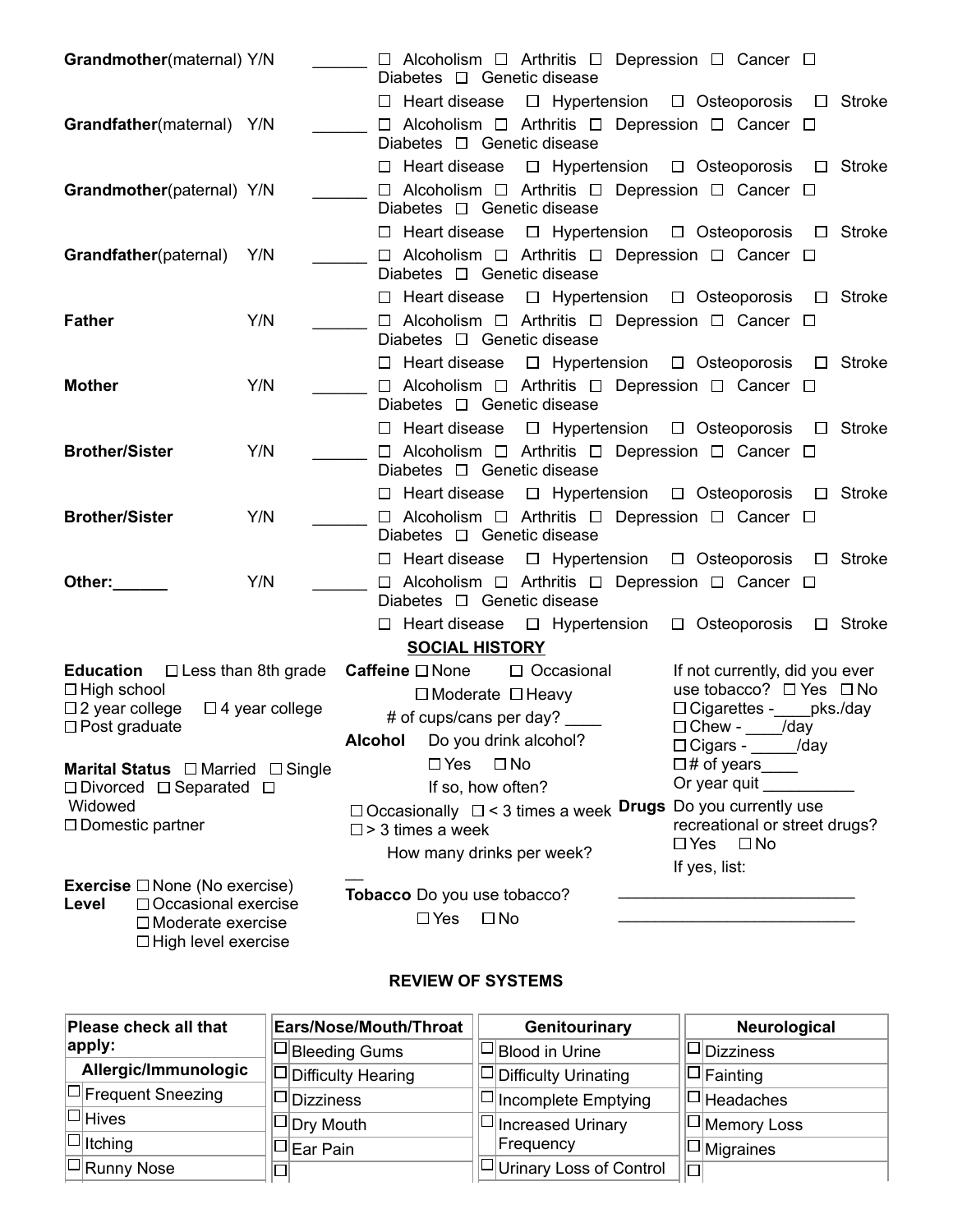| | | | |
|---|---|---|---|
| **Grandmother**(maternal) | Y/N | ______ | ☐ Alcoholism ☐ Arthritis ☐ Depression ☐ Cancer ☐ Diabetes ☐ Genetic disease ☐ Heart disease ☐ Hypertension ☐ Osteoporosis ☐ Stroke |
| **Grandfather**(maternal) | Y/N | ______ | ☐ Alcoholism ☐ Arthritis ☐ Depression ☐ Cancer ☐ Diabetes ☐ Genetic disease ☐ Heart disease ☐ Hypertension ☐ Osteoporosis ☐ Stroke |
| **Grandmother**(paternal) | Y/N | ______ | ☐ Alcoholism ☐ Arthritis ☐ Depression ☐ Cancer ☐ Diabetes ☐ Genetic disease ☐ Heart disease ☐ Hypertension ☐ Osteoporosis ☐ Stroke |
| **Grandfather**(paternal) | Y/N | ______ | ☐ Alcoholism ☐ Arthritis ☐ Depression ☐ Cancer ☐ Diabetes ☐ Genetic disease ☐ Heart disease ☐ Hypertension ☐ Osteoporosis ☐ Stroke |
| **Father** | Y/N | ______ | ☐ Alcoholism ☐ Arthritis ☐ Depression ☐ Cancer ☐ Diabetes ☐ Genetic disease ☐ Heart disease ☐ Hypertension ☐ Osteoporosis ☐ Stroke |
| **Mother** | Y/N | ______ | ☐ Alcoholism ☐ Arthritis ☐ Depression ☐ Cancer ☐ Diabetes ☐ Genetic disease ☐ Heart disease ☐ Hypertension ☐ Osteoporosis ☐ Stroke |
| **Brother/Sister** | Y/N | ______ | ☐ Alcoholism ☐ Arthritis ☐ Depression ☐ Cancer ☐ Diabetes ☐ Genetic disease ☐ Heart disease ☐ Hypertension ☐ Osteoporosis ☐ Stroke |
| **Brother/Sister** | Y/N | ______ | ☐ Alcoholism ☐ Arthritis ☐ Depression ☐ Cancer ☐ Diabetes ☐ Genetic disease ☐ Heart disease ☐ Hypertension ☐ Osteoporosis ☐ Stroke |
| **Other:______** | Y/N | ______ | ☐ Alcoholism ☐ Arthritis ☐ Depression ☐ Cancer ☐ Diabetes ☐ Genetic disease ☐ Heart disease ☐ Hypertension ☐ Osteoporosis ☐ Stroke |

## SOCIAL HISTORY

**Education** ☐ Less than 8th grade ☐ High school ☐ 2 year college ☐ 4 year college ☐ Post graduate

**Marital Status** ☐ Married ☐ Single ☐ Divorced ☐ Separated ☐ Widowed ☐ Domestic partner

**Exercise Level** ☐ None (No exercise) ☐ Occasional exercise ☐ Moderate exercise ☐ High level exercise

**Caffeine** ☐ None ☐ Occasional ☐ Moderate ☐ Heavy

# of cups/cans per day? ____

**Alcohol** Do you drink alcohol? ☐ Yes ☐ No

If so, how often?

☐ Occasionally ☐ < 3 times a week ☐ > 3 times a week

How many drinks per week? __

**Tobacco** Do you use tobacco? ☐ Yes ☐ No

If not currently, did you ever use tobacco? ☐ Yes ☐ No

☐ Cigarettes -____pks./day

☐ Chew - ____/day

☐ Cigars - _____/day

☐ # of years____

Or year quit __________

**Drugs** Do you currently use recreational or street drugs? ☐ Yes ☐ No

If yes, list:

___________________________

___________________________

### REVIEW OF SYSTEMS

| Please check all that apply: | Ears/Nose/Mouth/Throat | Genitourinary | Neurological |
|---|---|---|---|
| **Allergic/Immunologic** | ☐ Bleeding Gums | ☐ Blood in Urine | ☐ Dizziness |
| ☐ Frequent Sneezing | ☐ Difficulty Hearing | ☐ Difficulty Urinating | ☐ Fainting |
| ☐ Hives | ☐ Dizziness | ☐ Incomplete Emptying | ☐ Headaches |
| ☐ Itching | ☐ Dry Mouth | ☐ Increased Urinary Frequency | ☐ Memory Loss |
| ☐ Runny Nose | ☐ Ear Pain | ☐ Urinary Loss of Control | ☐ Migraines |
| | ☐ | | ☐ |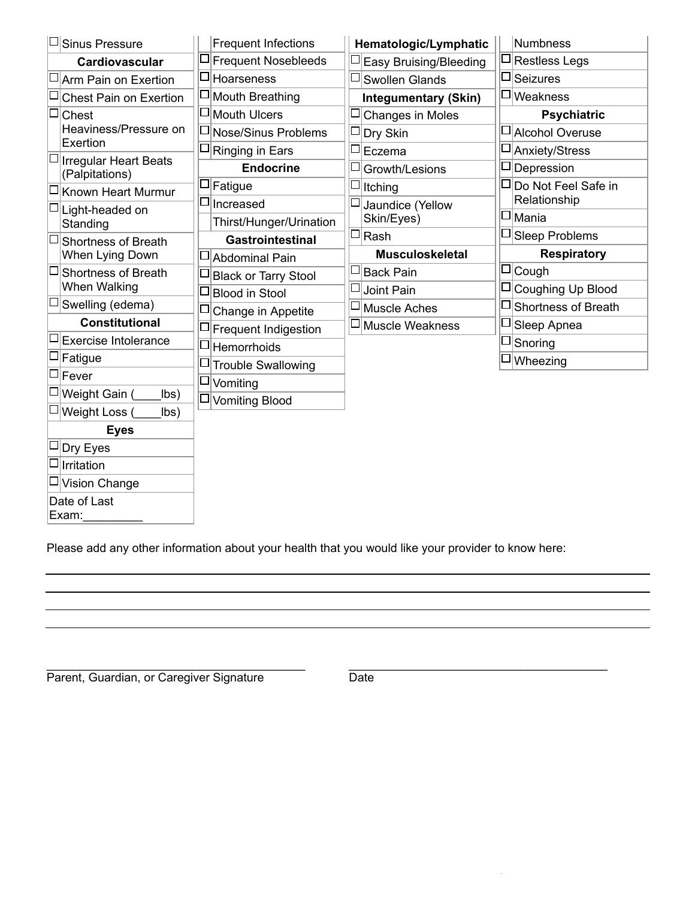☐ Sinus Pressure

**Cardiovascular**

☐ Arm Pain on Exertion
☐ Chest Pain on Exertion
☐ Chest Heaviness/Pressure on Exertion
☐ Irregular Heart Beats (Palpitations)
☐ Known Heart Murmur
☐ Light-headed on Standing
☐ Shortness of Breath When Lying Down
☐ Shortness of Breath When Walking
☐ Swelling (edema)

**Constitutional**

☐ Exercise Intolerance
☐ Fatigue
☐ Fever
☐ Weight Gain (____lbs)
☐ Weight Loss (____lbs)

**Eyes**

☐ Dry Eyes
☐ Irritation
☐ Vision Change

Date of Last Exam:_________

Frequent Infections
☐ Frequent Nosebleeds
☐ Hoarseness
☐ Mouth Breathing
☐ Mouth Ulcers
☐ Nose/Sinus Problems
☐ Ringing in Ears

**Endocrine**

☐ Fatigue
☐ Increased Thirst/Hunger/Urination

**Gastrointestinal**

☐ Abdominal Pain
☐ Black or Tarry Stool
☐ Blood in Stool
☐ Change in Appetite
☐ Frequent Indigestion
☐ Hemorrhoids
☐ Trouble Swallowing
☐ Vomiting
☐ Vomiting Blood

**Hematologic/Lymphatic**

☐ Easy Bruising/Bleeding
☐ Swollen Glands

**Integumentary (Skin)**

☐ Changes in Moles
☐ Dry Skin
☐ Eczema
☐ Growth/Lesions
☐ Itching
☐ Jaundice (Yellow Skin/Eyes)
☐ Rash

**Musculoskeletal**

☐ Back Pain
☐ Joint Pain
☐ Muscle Aches
☐ Muscle Weakness

Numbness
☐ Restless Legs
☐ Seizures
☐ Weakness

**Psychiatric**

☐ Alcohol Overuse
☐ Anxiety/Stress
☐ Depression
☐ Do Not Feel Safe in Relationship
☐ Mania
☐ Sleep Problems

**Respiratory**

☐ Cough
☐ Coughing Up Blood
☐ Shortness of Breath
☐ Sleep Apnea
☐ Snoring
☐ Wheezing

Please add any other information about your health that you would like your provider to know here:

______________________________________________________________________________

______________________________________________________________________________

______________________________________________________________________________

______________________________________________________________________________

_______________________________________ _______________________________________
Parent, Guardian, or Caregiver Signature Date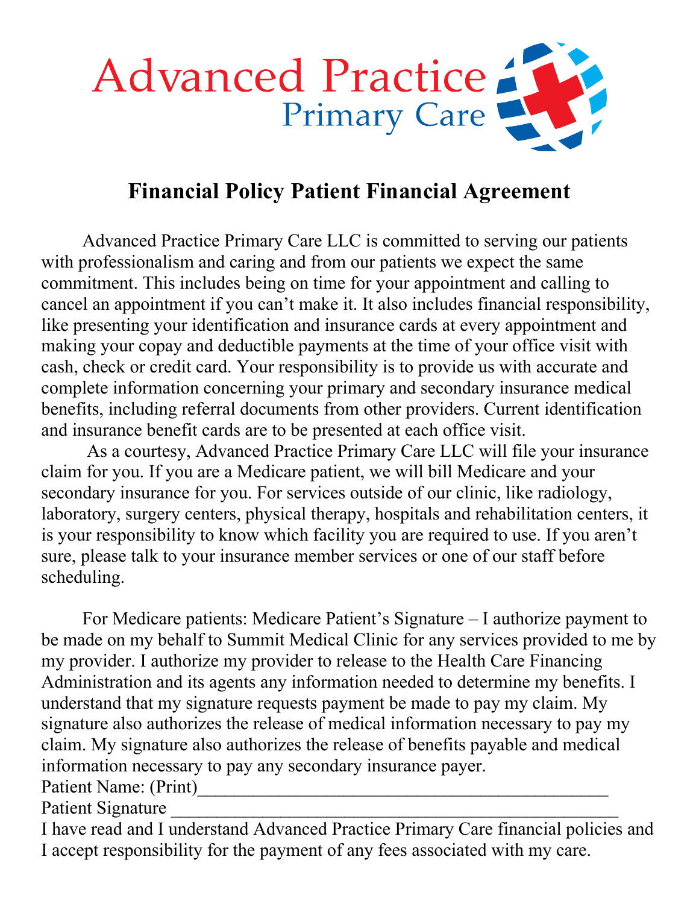Advanced Practice
Primary Care

# Financial Policy Patient Financial Agreement

Advanced Practice Primary Care LLC is committed to serving our patients with professionalism and caring and from our patients we expect the same commitment. This includes being on time for your appointment and calling to cancel an appointment if you can't make it. It also includes financial responsibility, like presenting your identification and insurance cards at every appointment and making your copay and deductible payments at the time of your office visit with cash, check or credit card. Your responsibility is to provide us with accurate and complete information concerning your primary and secondary insurance medical benefits, including referral documents from other providers. Current identification and insurance benefit cards are to be presented at each office visit.

As a courtesy, Advanced Practice Primary Care LLC will file your insurance claim for you. If you are a Medicare patient, we will bill Medicare and your secondary insurance for you. For services outside of our clinic, like radiology, laboratory, surgery centers, physical therapy, hospitals and rehabilitation centers, it is your responsibility to know which facility you are required to use. If you aren't sure, please talk to your insurance member services or one of our staff before scheduling.

For Medicare patients: Medicare Patient's Signature – I authorize payment to be made on my behalf to Summit Medical Clinic for any services provided to me by my provider. I authorize my provider to release to the Health Care Financing Administration and its agents any information needed to determine my benefits. I understand that my signature requests payment be made to pay my claim. My signature also authorizes the release of medical information necessary to pay my claim. My signature also authorizes the release of benefits payable and medical information necessary to pay any secondary insurance payer.

Patient Name: (Print)_____________________________________________

Patient Signature _________________________________________________

I have read and I understand Advanced Practice Primary Care financial policies and I accept responsibility for the payment of any fees associated with my care.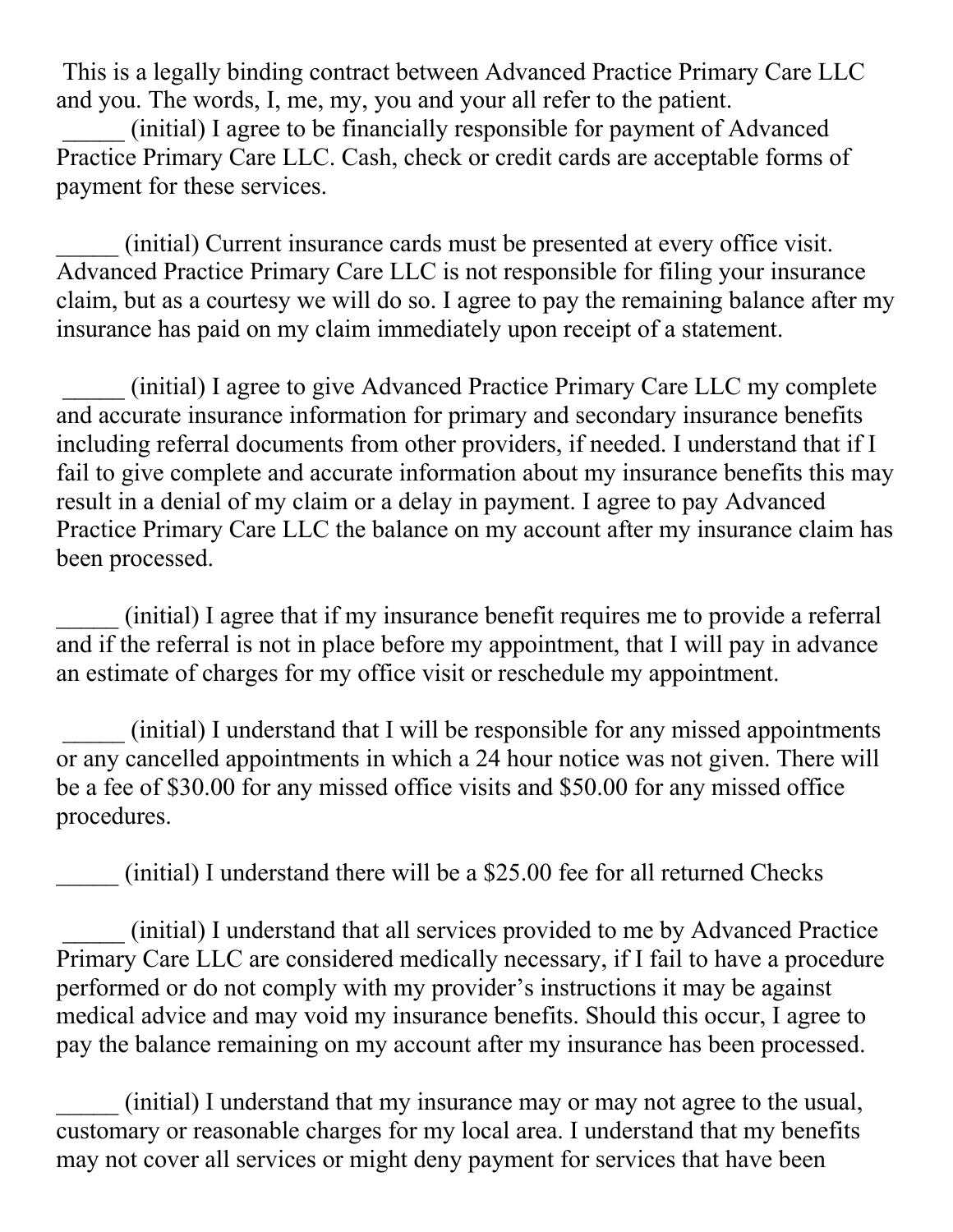This is a legally binding contract between Advanced Practice Primary Care LLC and you. The words, I, me, my, you and your all refer to the patient.

_____ (initial) I agree to be financially responsible for payment of Advanced Practice Primary Care LLC. Cash, check or credit cards are acceptable forms of payment for these services.

_____ (initial) Current insurance cards must be presented at every office visit. Advanced Practice Primary Care LLC is not responsible for filing your insurance claim, but as a courtesy we will do so. I agree to pay the remaining balance after my insurance has paid on my claim immediately upon receipt of a statement.

_____ (initial) I agree to give Advanced Practice Primary Care LLC my complete and accurate insurance information for primary and secondary insurance benefits including referral documents from other providers, if needed. I understand that if I fail to give complete and accurate information about my insurance benefits this may result in a denial of my claim or a delay in payment. I agree to pay Advanced Practice Primary Care LLC the balance on my account after my insurance claim has been processed.

_____ (initial) I agree that if my insurance benefit requires me to provide a referral and if the referral is not in place before my appointment, that I will pay in advance an estimate of charges for my office visit or reschedule my appointment.

_____ (initial) I understand that I will be responsible for any missed appointments or any cancelled appointments in which a 24 hour notice was not given. There will be a fee of $30.00 for any missed office visits and $50.00 for any missed office procedures.

_____ (initial) I understand there will be a $25.00 fee for all returned Checks

_____ (initial) I understand that all services provided to me by Advanced Practice Primary Care LLC are considered medically necessary, if I fail to have a procedure performed or do not comply with my provider's instructions it may be against medical advice and may void my insurance benefits. Should this occur, I agree to pay the balance remaining on my account after my insurance has been processed.

_____ (initial) I understand that my insurance may or may not agree to the usual, customary or reasonable charges for my local area. I understand that my benefits may not cover all services or might deny payment for services that have been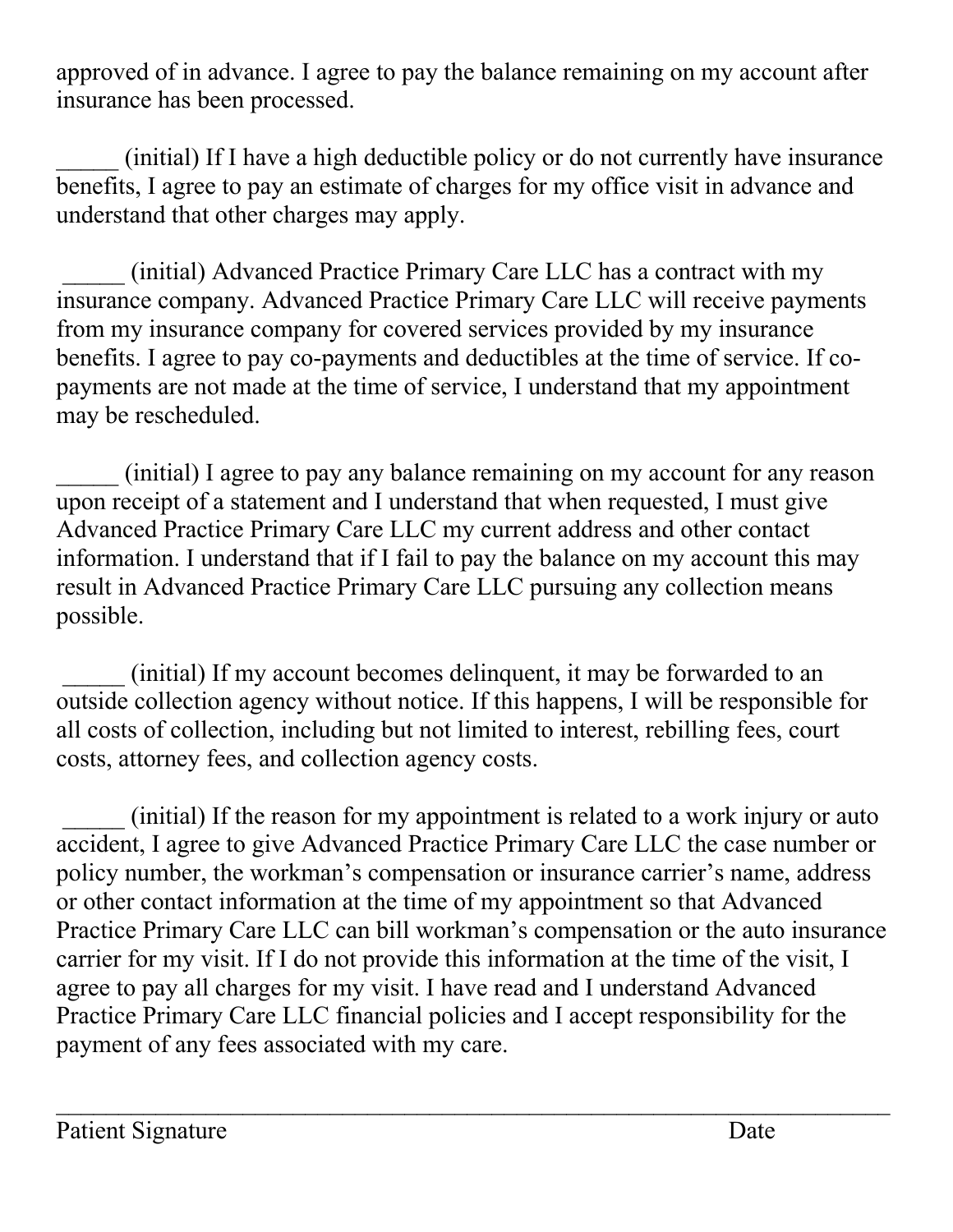approved of in advance. I agree to pay the balance remaining on my account after insurance has been processed.

_____ (initial) If I have a high deductible policy or do not currently have insurance benefits, I agree to pay an estimate of charges for my office visit in advance and understand that other charges may apply.

_____ (initial) Advanced Practice Primary Care LLC has a contract with my insurance company. Advanced Practice Primary Care LLC will receive payments from my insurance company for covered services provided by my insurance benefits. I agree to pay co-payments and deductibles at the time of service. If co-payments are not made at the time of service, I understand that my appointment may be rescheduled.

_____ (initial) I agree to pay any balance remaining on my account for any reason upon receipt of a statement and I understand that when requested, I must give Advanced Practice Primary Care LLC my current address and other contact information. I understand that if I fail to pay the balance on my account this may result in Advanced Practice Primary Care LLC pursuing any collection means possible.

_____ (initial) If my account becomes delinquent, it may be forwarded to an outside collection agency without notice. If this happens, I will be responsible for all costs of collection, including but not limited to interest, rebilling fees, court costs, attorney fees, and collection agency costs.

_____ (initial) If the reason for my appointment is related to a work injury or auto accident, I agree to give Advanced Practice Primary Care LLC the case number or policy number, the workman's compensation or insurance carrier's name, address or other contact information at the time of my appointment so that Advanced Practice Primary Care LLC can bill workman's compensation or the auto insurance carrier for my visit. If I do not provide this information at the time of the visit, I agree to pay all charges for my visit. I have read and I understand Advanced Practice Primary Care LLC financial policies and I accept responsibility for the payment of any fees associated with my care.

_____________________________________________________________________

Patient Signature Date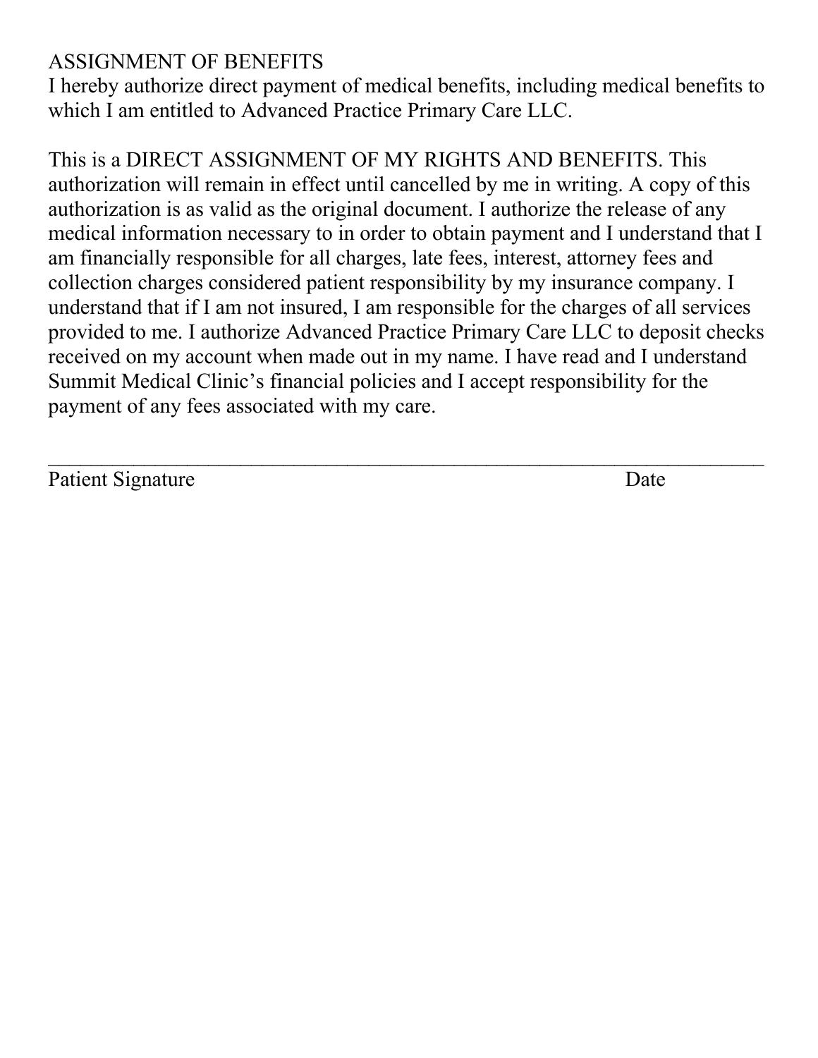ASSIGNMENT OF BENEFITS

I hereby authorize direct payment of medical benefits, including medical benefits to which I am entitled to Advanced Practice Primary Care LLC.

This is a DIRECT ASSIGNMENT OF MY RIGHTS AND BENEFITS. This authorization will remain in effect until cancelled by me in writing. A copy of this authorization is as valid as the original document. I authorize the release of any medical information necessary to in order to obtain payment and I understand that I am financially responsible for all charges, late fees, interest, attorney fees and collection charges considered patient responsibility by my insurance company. I understand that if I am not insured, I am responsible for the charges of all services provided to me. I authorize Advanced Practice Primary Care LLC to deposit checks received on my account when made out in my name. I have read and I understand Summit Medical Clinic's financial policies and I accept responsibility for the payment of any fees associated with my care.

______________________________________________________________

Patient Signature Date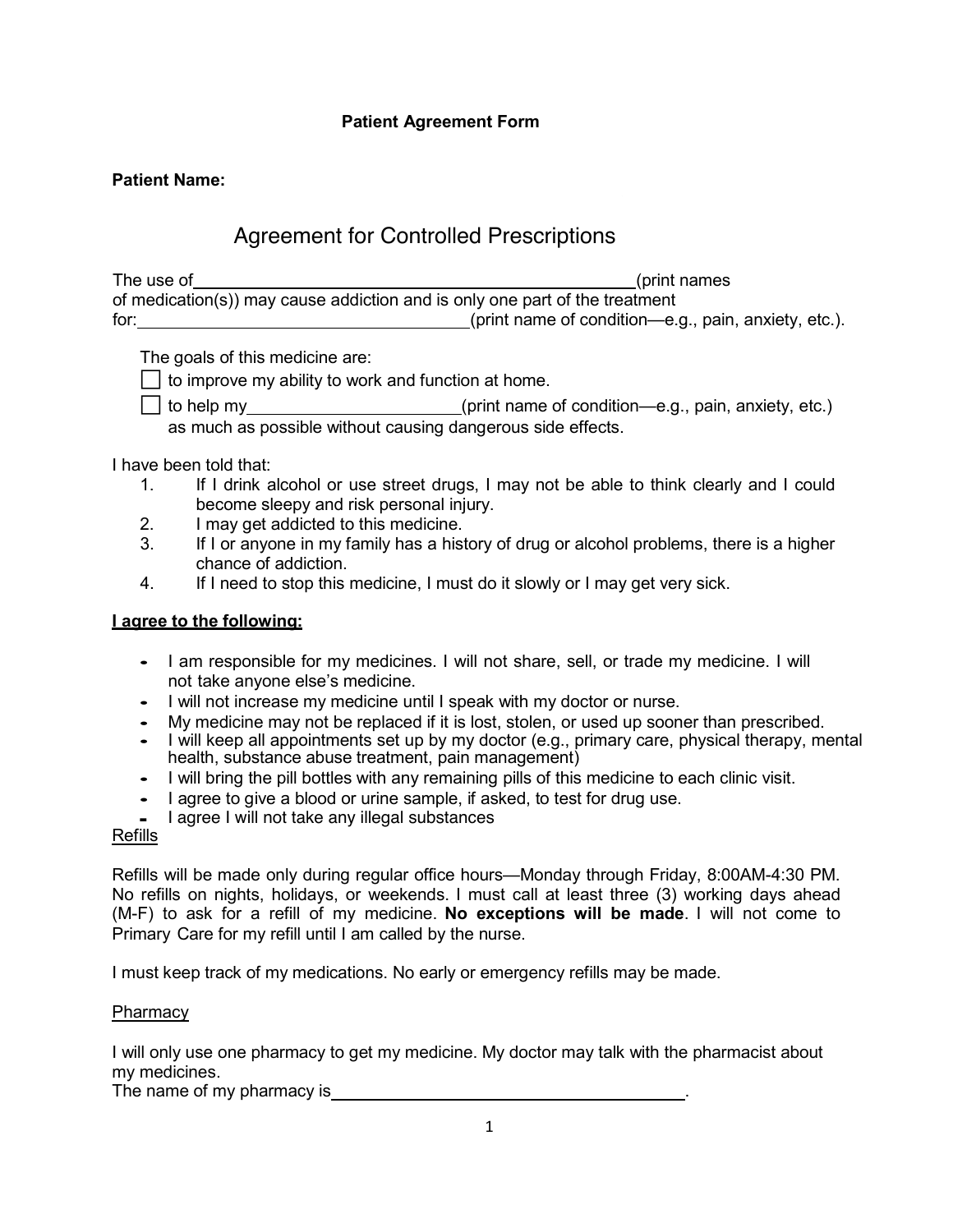**Patient Agreement Form**

**Patient Name:**

# Agreement for Controlled Prescriptions

The use of \_\_\_\_\_\_\_\_\_\_\_\_\_\_\_\_\_\_\_\_\_\_\_\_\_\_\_\_\_\_\_\_\_\_\_\_\_\_\_\_\_\_\_\_\_\_(print names of medication(s)) may cause addiction and is only one part of the treatment for:\_\_\_\_\_\_\_\_\_\_\_\_\_\_\_\_\_\_\_\_\_\_\_\_\_\_\_\_\_\_\_\_\_\_\_\_(print name of condition—e.g., pain, anxiety, etc.).

The goals of this medicine are:

- ☐ to improve my ability to work and function at home.
- ☐ to help my\_\_\_\_\_\_\_\_\_\_\_\_\_\_\_\_\_\_\_\_\_\_(print name of condition—e.g., pain, anxiety, etc.) as much as possible without causing dangerous side effects.

I have been told that:

1. If I drink alcohol or use street drugs, I may not be able to think clearly and I could become sleepy and risk personal injury.
2. I may get addicted to this medicine.
3. If I or anyone in my family has a history of drug or alcohol problems, there is a higher chance of addiction.
4. If I need to stop this medicine, I must do it slowly or I may get very sick.

**I agree to the following:**

- I am responsible for my medicines. I will not share, sell, or trade my medicine. I will not take anyone else's medicine.
- I will not increase my medicine until I speak with my doctor or nurse.
- My medicine may not be replaced if it is lost, stolen, or used up sooner than prescribed.
- I will keep all appointments set up by my doctor (e.g., primary care, physical therapy, mental health, substance abuse treatment, pain management)
- I will bring the pill bottles with any remaining pills of this medicine to each clinic visit.
- I agree to give a blood or urine sample, if asked, to test for drug use.
- I agree I will not take any illegal substances

Refills

Refills will be made only during regular office hours—Monday through Friday, 8:00AM-4:30 PM. No refills on nights, holidays, or weekends. I must call at least three (3) working days ahead (M-F) to ask for a refill of my medicine. **No exceptions will be made**. I will not come to Primary Care for my refill until I am called by the nurse.

I must keep track of my medications. No early or emergency refills may be made.

Pharmacy

I will only use one pharmacy to get my medicine. My doctor may talk with the pharmacist about my medicines.
The name of my pharmacy is\_\_\_\_\_\_\_\_\_\_\_\_\_\_\_\_\_\_\_\_\_\_\_\_\_\_\_\_\_\_\_\_\_\_\_\_\_\_\_\_.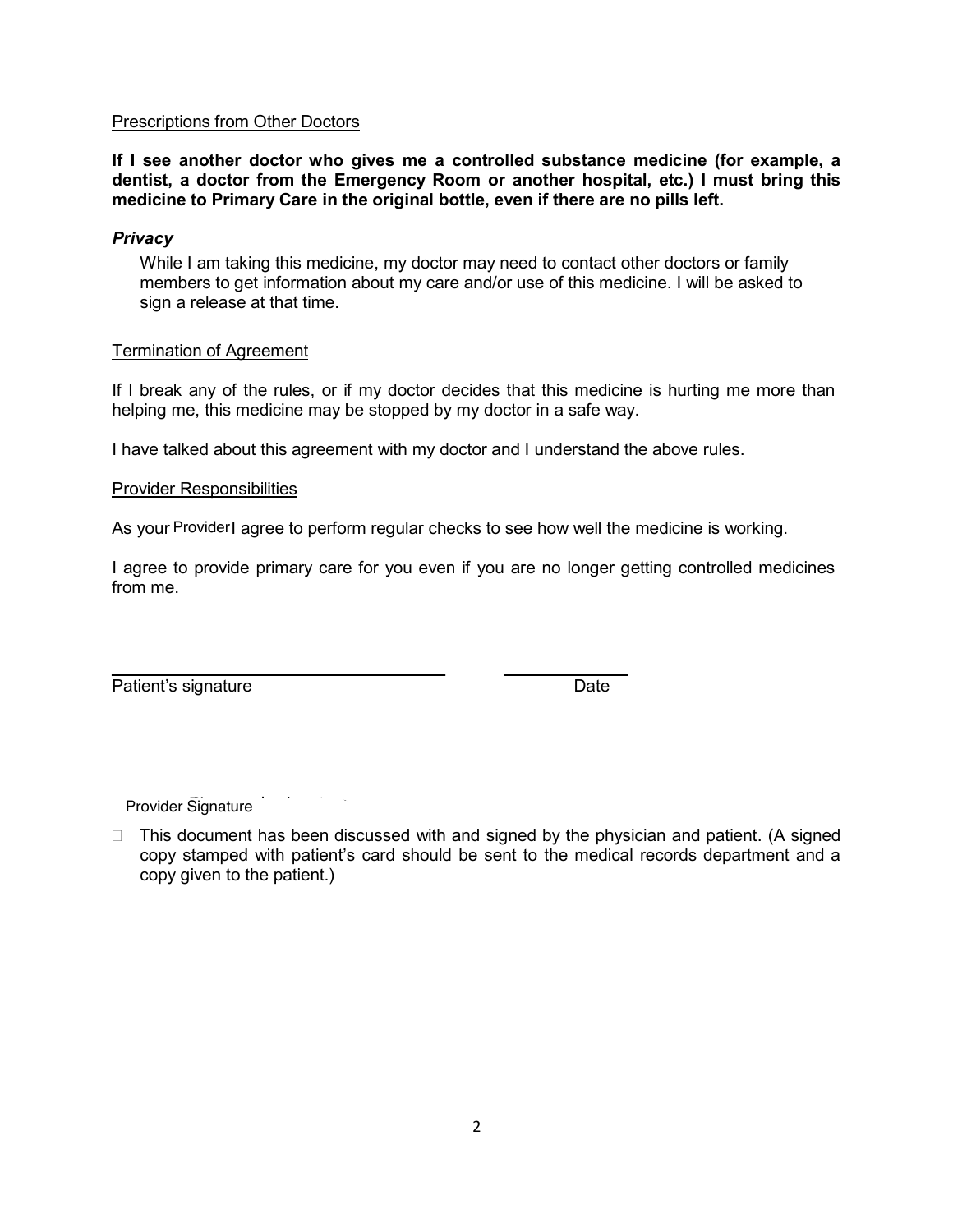Prescriptions from Other Doctors

**If I see another doctor who gives me a controlled substance medicine (for example, a dentist, a doctor from the Emergency Room or another hospital, etc.) I must bring this medicine to Primary Care in the original bottle, even if there are no pills left.**

### *Privacy*

While I am taking this medicine, my doctor may need to contact other doctors or family members to get information about my care and/or use of this medicine. I will be asked to sign a release at that time.

Termination of Agreement

If I break any of the rules, or if my doctor decides that this medicine is hurting me more than helping me, this medicine may be stopped by my doctor in a safe way.

I have talked about this agreement with my doctor and I understand the above rules.

Provider Responsibilities

As your Provider I agree to perform regular checks to see how well the medicine is working.

I agree to provide primary care for you even if you are no longer getting controlled medicines from me.

\_\_\_\_\_\_\_\_\_\_\_\_\_\_\_\_\_\_\_\_\_\_\_\_\_\_\_\_\_\_\_\_ \_\_\_\_\_\_\_\_\_\_\_\_

Patient's signature Date

\_\_\_\_\_\_\_\_\_\_\_\_\_\_\_\_\_\_\_\_\_\_\_\_\_\_\_\_\_\_\_\_

Provider Signature

☐ This document has been discussed with and signed by the physician and patient. (A signed copy stamped with patient's card should be sent to the medical records department and a copy given to the patient.)